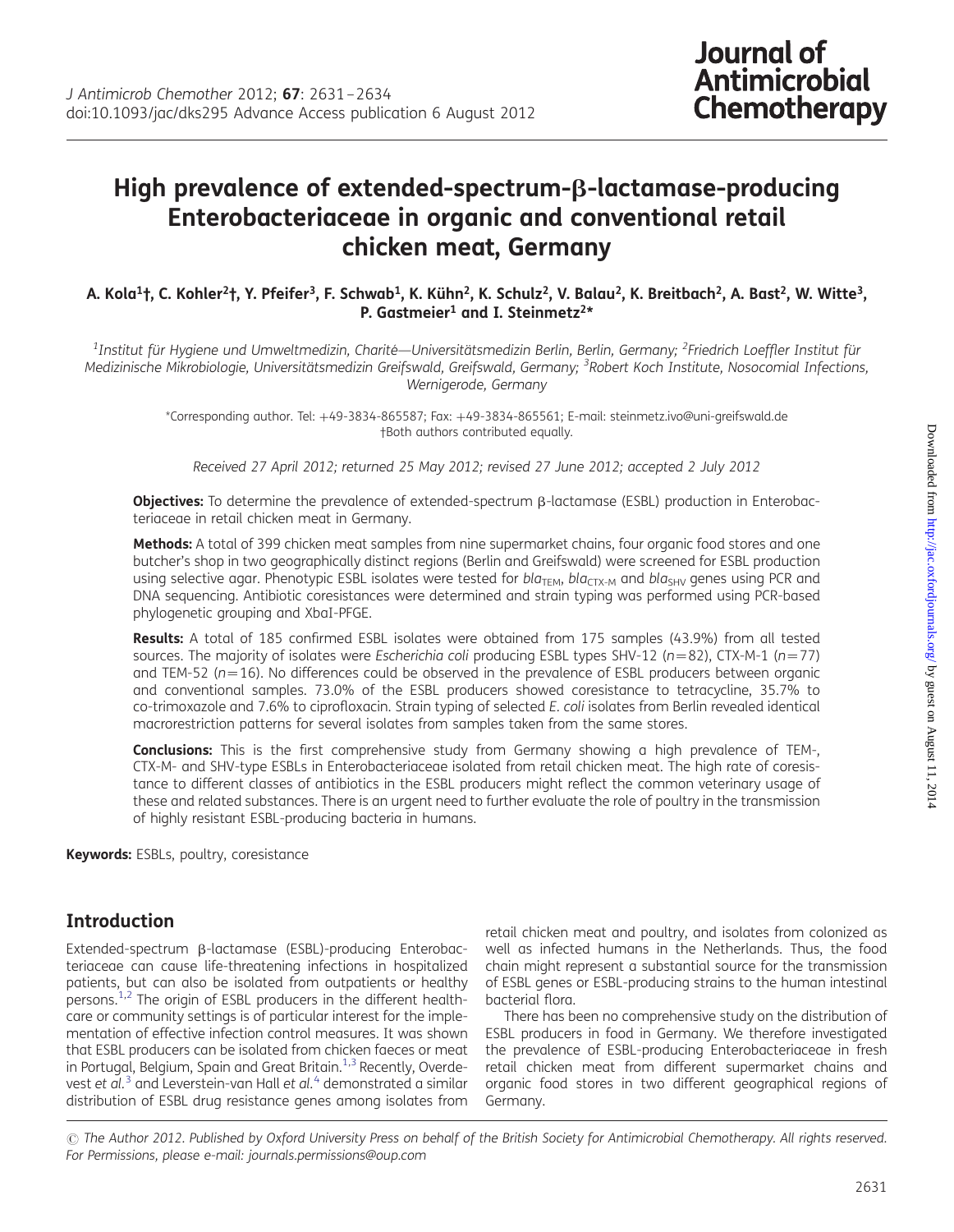# High prevalence of extended-spectrum-β-lactamase-producing Enterobacteriaceae in organic and conventional retail chicken meat, Germany

**A. Kola[1]†, C. Kohler[2]†, Y. Pfeifer[3], F. Schwab[1], K. Kühn[2], K. Schulz[2], V. Balau[2], K. Breitbach[2], A. Bast[2], W. Witte[3], P. Gastmeier[1] and I. Steinmetz[2]***

[1]*Institut für Hygiene und Umweltmedizin, Charité—Universitätsmedizin Berlin, Berlin, Germany;* [2]*Friedrich Loeffler Institut für Medizinische Mikrobiologie, Universitätsmedizin Greifswald, Greifswald, Germany;* [3]*Robert Koch Institute, Nosocomial Infections, Wernigerode, Germany*

*Corresponding author. Tel: +49-3834-865587; Fax: +49-3834-865561; E-mail: steinmetz.ivo@uni-greifswald.de
†Both authors contributed equally.

*Received 27 April 2012; returned 25 May 2012; revised 27 June 2012; accepted 2 July 2012*

**Objectives:** To determine the prevalence of extended-spectrum β-lactamase (ESBL) production in Enterobacteriaceae in retail chicken meat in Germany.

**Methods:** A total of 399 chicken meat samples from nine supermarket chains, four organic food stores and one butcher's shop in two geographically distinct regions (Berlin and Greifswald) were screened for ESBL production using selective agar. Phenotypic ESBL isolates were tested for $bla_{TEM}$, $bla_{CTX-M}$ and $bla_{SHV}$ genes using PCR and DNA sequencing. Antibiotic coresistances were determined and strain typing was performed using PCR-based phylogenetic grouping and XbaI-PFGE.

**Results:** A total of 185 confirmed ESBL isolates were obtained from 175 samples (43.9%) from all tested sources. The majority of isolates were *Escherichia coli* producing ESBL types SHV-12 ($n$=82), CTX-M-1 ($n$=77) and TEM-52 ($n$=16). No differences could be observed in the prevalence of ESBL producers between organic and conventional samples. 73.0% of the ESBL producers showed coresistance to tetracycline, 35.7% to co-trimoxazole and 7.6% to ciprofloxacin. Strain typing of selected *E. coli* isolates from Berlin revealed identical macrorestriction patterns for several isolates from samples taken from the same stores.

**Conclusions:** This is the first comprehensive study from Germany showing a high prevalence of TEM-, CTX-M- and SHV-type ESBLs in Enterobacteriaceae isolated from retail chicken meat. The high rate of coresistance to different classes of antibiotics in the ESBL producers might reflect the common veterinary usage of these and related substances. There is an urgent need to further evaluate the role of poultry in the transmission of highly resistant ESBL-producing bacteria in humans.

**Keywords:** ESBLs, poultry, coresistance

## Introduction

Extended-spectrum β-lactamase (ESBL)-producing Enterobacteriaceae can cause life-threatening infections in hospitalized patients, but can also be isolated from outpatients or healthy persons.[1,2] The origin of ESBL producers in the different healthcare or community settings is of particular interest for the implementation of effective infection control measures. It was shown that ESBL producers can be isolated from chicken faeces or meat in Portugal, Belgium, Spain and Great Britain.[1,3] Recently, Overdevest *et al.*[3] and Leverstein-van Hall *et al.*[4] demonstrated a similar distribution of ESBL drug resistance genes among isolates from retail chicken meat and poultry, and isolates from colonized as well as infected humans in the Netherlands. Thus, the food chain might represent a substantial source for the transmission of ESBL genes or ESBL-producing strains to the human intestinal bacterial flora.

There has been no comprehensive study on the distribution of ESBL producers in food in Germany. We therefore investigated the prevalence of ESBL-producing Enterobacteriaceae in fresh retail chicken meat from different supermarket chains and organic food stores in two different geographical regions of Germany.

© The Author 2012. Published by Oxford University Press on behalf of the British Society for Antimicrobial Chemotherapy. All rights reserved. For Permissions, please e-mail: journals.permissions@oup.com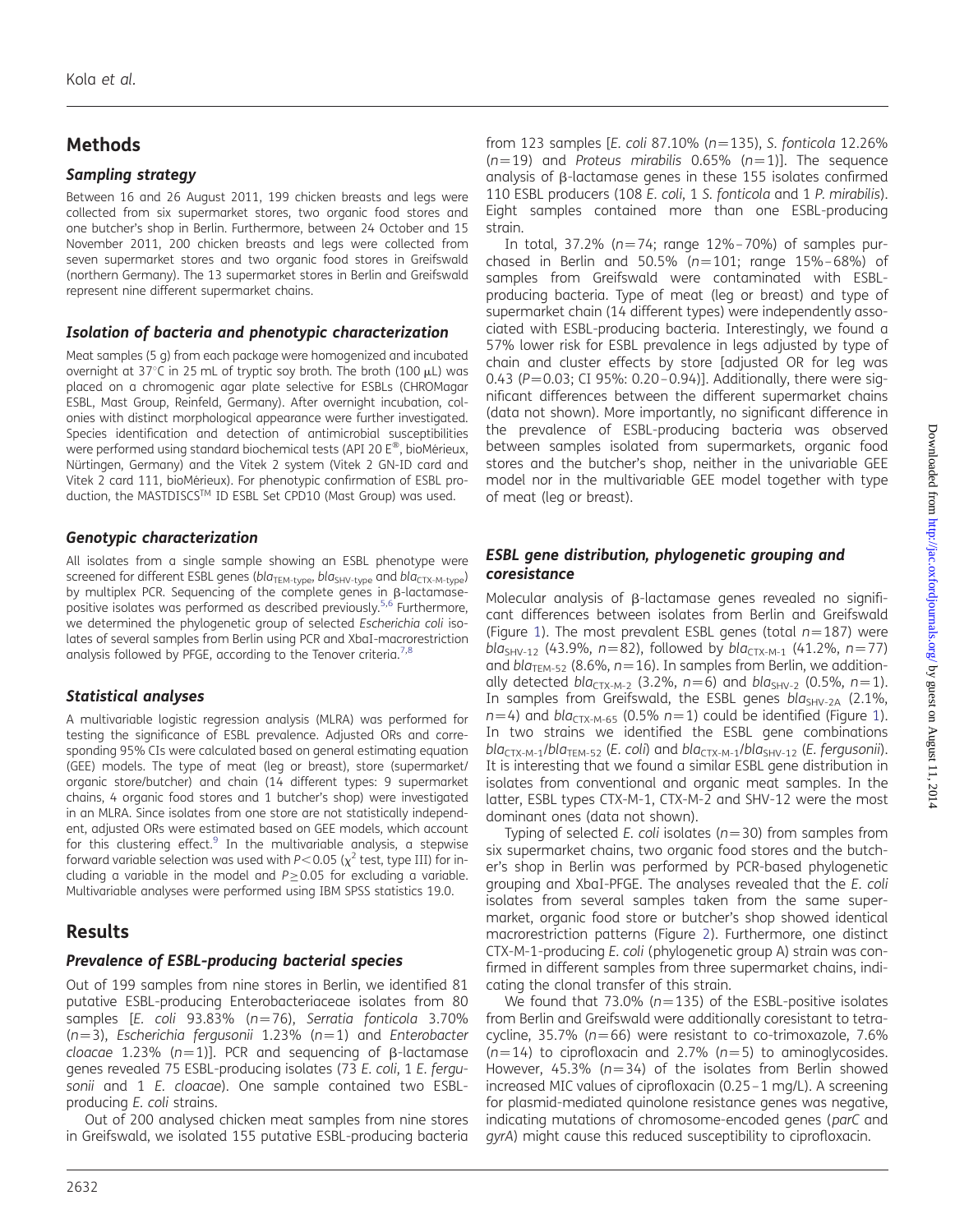## Methods

### Sampling strategy

Between 16 and 26 August 2011, 199 chicken breasts and legs were collected from six supermarket stores, two organic food stores and one butcher's shop in Berlin. Furthermore, between 24 October and 15 November 2011, 200 chicken breasts and legs were collected from seven supermarket stores and two organic food stores in Greifswald (northern Germany). The 13 supermarket stores in Berlin and Greifswald represent nine different supermarket chains.

### Isolation of bacteria and phenotypic characterization

Meat samples (5 g) from each package were homogenized and incubated overnight at 37°C in 25 mL of tryptic soy broth. The broth (100 μL) was placed on a chromogenic agar plate selective for ESBLs (CHROMagar ESBL, Mast Group, Reinfeld, Germany). After overnight incubation, colonies with distinct morphological appearance were further investigated. Species identification and detection of antimicrobial susceptibilities were performed using standard biochemical tests (API 20 E®, bioMérieux, Nürtingen, Germany) and the Vitek 2 system (Vitek 2 GN-ID card and Vitek 2 card 111, bioMérieux). For phenotypic confirmation of ESBL production, the MASTDISCS™ ID ESBL Set CPD10 (Mast Group) was used.

### Genotypic characterization

All isolates from a single sample showing an ESBL phenotype were screened for different ESBL genes ($bla_{TEM\text{-}type}$, $bla_{SHV\text{-}type}$ and $bla_{CTX\text{-}M\text{-}type}$) by multiplex PCR. Sequencing of the complete genes in β-lactamase-positive isolates was performed as described previously.[5,6] Furthermore, we determined the phylogenetic group of selected *Escherichia coli* isolates of several samples from Berlin using PCR and XbaI-macrorestriction analysis followed by PFGE, according to the Tenover criteria.[7,8]

### Statistical analyses

A multivariable logistic regression analysis (MLRA) was performed for testing the significance of ESBL prevalence. Adjusted ORs and corresponding 95% CIs were calculated based on general estimating equation (GEE) models. The type of meat (leg or breast), store (supermarket/organic store/butcher) and chain (14 different types: 9 supermarket chains, 4 organic food stores and 1 butcher's shop) were investigated in an MLRA. Since isolates from one store are not statistically independent, adjusted ORs were estimated based on GEE models, which account for this clustering effect.[9] In the multivariable analysis, a stepwise forward variable selection was used with $P<0.05$ ($\chi^2$ test, type III) for including a variable in the model and $P\geq0.05$ for excluding a variable. Multivariable analyses were performed using IBM SPSS statistics 19.0.

## Results

### Prevalence of ESBL-producing bacterial species

Out of 199 samples from nine stores in Berlin, we identified 81 putative ESBL-producing Enterobacteriaceae isolates from 80 samples [*E. coli* 93.83% ($n=76$), *Serratia fonticola* 3.70% ($n=3$), *Escherichia fergusonii* 1.23% ($n=1$) and *Enterobacter cloacae* 1.23% ($n=1$)]. PCR and sequencing of β-lactamase genes revealed 75 ESBL-producing isolates (73 *E. coli*, 1 *E. fergusonii* and 1 *E. cloacae*). One sample contained two ESBL-producing *E. coli* strains.

Out of 200 analysed chicken meat samples from nine stores in Greifswald, we isolated 155 putative ESBL-producing bacteria from 123 samples [*E. coli* 87.10% ($n=135$), *S. fonticola* 12.26% ($n=19$) and *Proteus mirabilis* 0.65% ($n=1$)]. The sequence analysis of β-lactamase genes in these 155 isolates confirmed 110 ESBL producers (108 *E. coli*, 1 *S. fonticola* and 1 *P. mirabilis*). Eight samples contained more than one ESBL-producing strain.

In total, 37.2% ($n=74$; range 12%–70%) of samples purchased in Berlin and 50.5% ($n=101$; range 15%–68%) of samples from Greifswald were contaminated with ESBL-producing bacteria. Type of meat (leg or breast) and type of supermarket chain (14 different types) were independently associated with ESBL-producing bacteria. Interestingly, we found a 57% lower risk for ESBL prevalence in legs adjusted by type of chain and cluster effects by store [adjusted OR for leg was 0.43 ($P=0.03$; CI 95%: 0.20–0.94)]. Additionally, there were significant differences between the different supermarket chains (data not shown). More importantly, no significant difference in the prevalence of ESBL-producing bacteria was observed between samples isolated from supermarkets, organic food stores and the butcher's shop, neither in the univariable GEE model nor in the multivariable GEE model together with type of meat (leg or breast).

### ESBL gene distribution, phylogenetic grouping and coresistance

Molecular analysis of β-lactamase genes revealed no significant differences between isolates from Berlin and Greifswald (Figure 1). The most prevalent ESBL genes (total $n=187$) were $bla_{SHV\text{-}12}$ (43.9%, $n=82$), followed by $bla_{CTX\text{-}M\text{-}1}$ (41.2%, $n=77$) and $bla_{TEM\text{-}52}$ (8.6%, $n=16$). In samples from Berlin, we additionally detected $bla_{CTX\text{-}M\text{-}2}$ (3.2%, $n=6$) and $bla_{SHV\text{-}2}$ (0.5%, $n=1$). In samples from Greifswald, the ESBL genes $bla_{SHV\text{-}2A}$ (2.1%, $n=4$) and $bla_{CTX\text{-}M\text{-}65}$ (0.5% $n=1$) could be identified (Figure 1). In two strains we identified the ESBL gene combinations $bla_{CTX\text{-}M\text{-}1}/bla_{TEM\text{-}52}$ (*E. coli*) and $bla_{CTX\text{-}M\text{-}1}/bla_{SHV\text{-}12}$ (*E. fergusonii*). It is interesting that we found a similar ESBL gene distribution in isolates from conventional and organic meat samples. In the latter, ESBL types CTX-M-1, CTX-M-2 and SHV-12 were the most dominant ones (data not shown).

Typing of selected *E. coli* isolates ($n=30$) from samples from six supermarket chains, two organic food stores and the butcher's shop in Berlin was performed by PCR-based phylogenetic grouping and XbaI-PFGE. The analyses revealed that the *E. coli* isolates from several samples taken from the same supermarket, organic food store or butcher's shop showed identical macrorestriction patterns (Figure 2). Furthermore, one distinct CTX-M-1-producing *E. coli* (phylogenetic group A) strain was confirmed in different samples from three supermarket chains, indicating the clonal transfer of this strain.

We found that 73.0% ($n=135$) of the ESBL-positive isolates from Berlin and Greifswald were additionally coresistant to tetracycline, 35.7% ($n=66$) were resistant to co-trimoxazole, 7.6% ($n=14$) to ciprofloxacin and 2.7% ($n=5$) to aminoglycosides. However, 45.3% ($n=34$) of the isolates from Berlin showed increased MIC values of ciprofloxacin (0.25–1 mg/L). A screening for plasmid-mediated quinolone resistance genes was negative, indicating mutations of chromosome-encoded genes (*parC* and *gyrA*) might cause this reduced susceptibility to ciprofloxacin.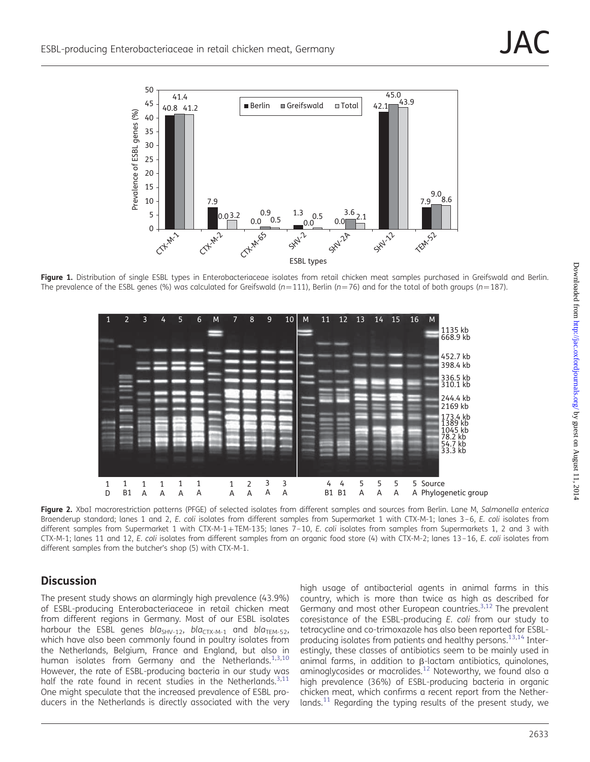**Figure 1.** Distribution of single ESBL types in Enterobacteriaceae isolates from retail chicken meat samples purchased in Greifswald and Berlin. The prevalence of the ESBL genes (%) was calculated for Greifswald ($n$=111), Berlin ($n$=76) and for the total of both groups ($n$=187).

**Figure 2.** XbaI macrorestriction patterns (PFGE) of selected isolates from different samples and sources from Berlin. Lane M, *Salmonella enterica* Braenderup standard; lanes 1 and 2, *E. coli* isolates from different samples from Supermarket 1 with CTX-M-1; lanes 3–6, *E. coli* isolates from different samples from Supermarket 1 with CTX-M-1+TEM-135; lanes 7–10, *E. coli* isolates from samples from Supermarkets 1, 2 and 3 with CTX-M-1; lanes 11 and 12, *E. coli* isolates from different samples from an organic food store (4) with CTX-M-2; lanes 13–16, *E. coli* isolates from different samples from the butcher's shop (5) with CTX-M-1.

## Discussion

The present study shows an alarmingly high prevalence (43.9%) of ESBL-producing Enterobacteriaceae in retail chicken meat from different regions in Germany. Most of our ESBL isolates harbour the ESBL genes $bla_{SHV-12}$, $bla_{CTX-M-1}$ and $bla_{TEM-52}$, which have also been commonly found in poultry isolates from the Netherlands, Belgium, France and England, but also in human isolates from Germany and the Netherlands.[1,3,10] However, the rate of ESBL-producing bacteria in our study was half the rate found in recent studies in the Netherlands.[3,11] One might speculate that the increased prevalence of ESBL producers in the Netherlands is directly associated with the very high usage of antibacterial agents in animal farms in this country, which is more than twice as high as described for Germany and most other European countries.[3,12] The prevalent coresistance of the ESBL-producing *E. coli* from our study to tetracycline and co-trimoxazole has also been reported for ESBL-producing isolates from patients and healthy persons.[13,14] Interestingly, these classes of antibiotics seem to be mainly used in animal farms, in addition to β-lactam antibiotics, quinolones, aminoglycosides or macrolides.[12] Noteworthy, we found also a high prevalence (36%) of ESBL-producing bacteria in organic chicken meat, which confirms a recent report from the Netherlands.[11] Regarding the typing results of the present study, we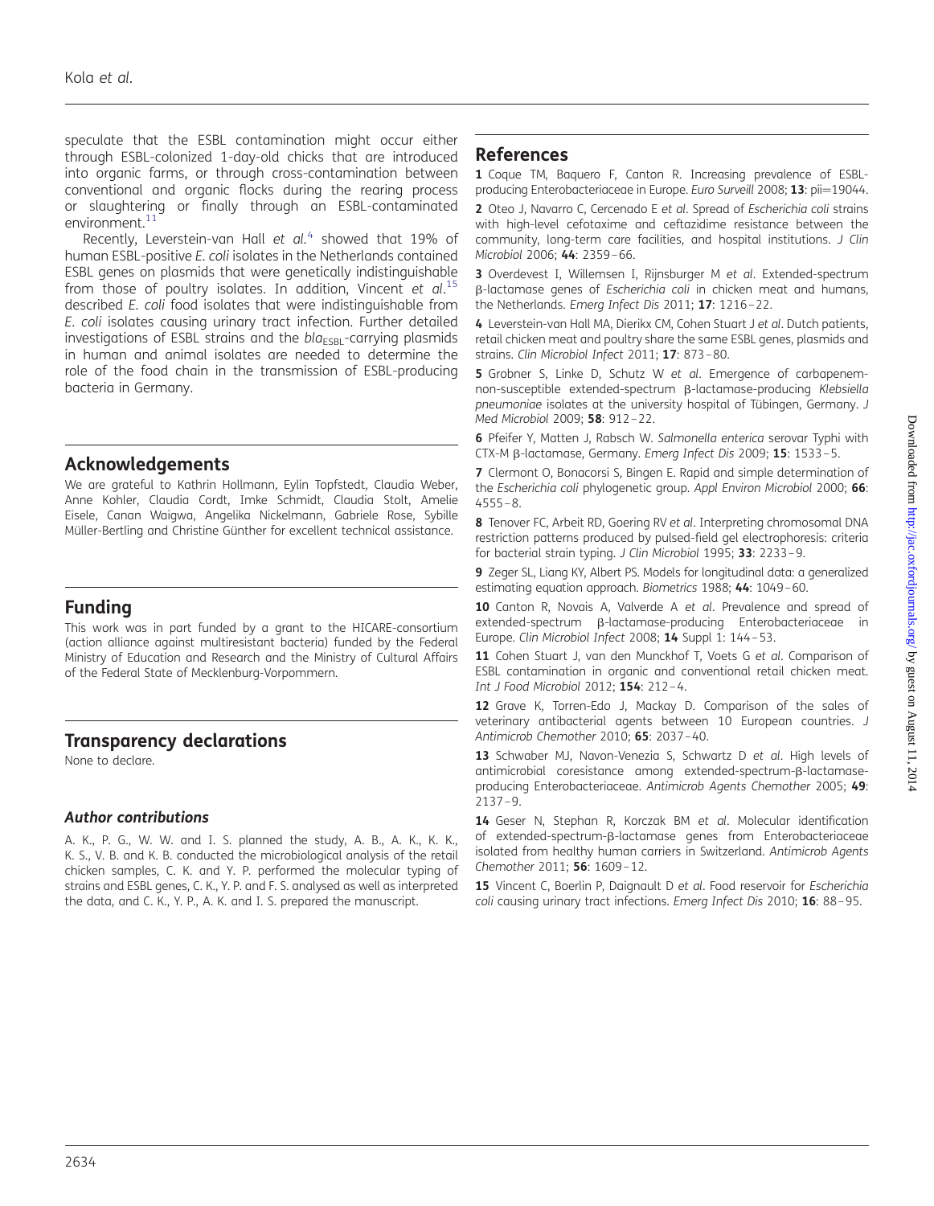speculate that the ESBL contamination might occur either through ESBL-colonized 1-day-old chicks that are introduced into organic farms, or through cross-contamination between conventional and organic flocks during the rearing process or slaughtering or finally through an ESBL-contaminated environment.[11]

Recently, Leverstein-van Hall *et al.*[4] showed that 19% of human ESBL-positive *E. coli* isolates in the Netherlands contained ESBL genes on plasmids that were genetically indistinguishable from those of poultry isolates. In addition, Vincent *et al.*[15] described *E. coli* food isolates that were indistinguishable from *E. coli* isolates causing urinary tract infection. Further detailed investigations of ESBL strains and the $bla_{ESBL}$-carrying plasmids in human and animal isolates are needed to determine the role of the food chain in the transmission of ESBL-producing bacteria in Germany.

## Acknowledgements

We are grateful to Kathrin Hollmann, Eylin Topfstedt, Claudia Weber, Anne Kohler, Claudia Cordt, Imke Schmidt, Claudia Stolt, Amelie Eisele, Canan Waigwa, Angelika Nickelmann, Gabriele Rose, Sybille Müller-Bertling and Christine Günther for excellent technical assistance.

## Funding

This work was in part funded by a grant to the HICARE-consortium (action alliance against multiresistant bacteria) funded by the Federal Ministry of Education and Research and the Ministry of Cultural Affairs of the Federal State of Mecklenburg-Vorpommern.

## Transparency declarations

None to declare.

### *Author contributions*

A. K., P. G., W. W. and I. S. planned the study, A. B., A. K., K. K., K. S., V. B. and K. B. conducted the microbiological analysis of the retail chicken samples, C. K. and Y. P. performed the molecular typing of strains and ESBL genes, C. K., Y. P. and F. S. analysed as well as interpreted the data, and C. K., Y. P., A. K. and I. S. prepared the manuscript.

## References

**1** Coque TM, Baquero F, Canton R. Increasing prevalence of ESBL-producing Enterobacteriaceae in Europe. *Euro Surveill* 2008; **13**: pii=19044.

**2** Oteo J, Navarro C, Cercenado E *et al*. Spread of *Escherichia coli* strains with high-level cefotaxime and ceftazidime resistance between the community, long-term care facilities, and hospital institutions. *J Clin Microbiol* 2006; **44**: 2359–66.

**3** Overdevest I, Willemsen I, Rijnsburger M *et al*. Extended-spectrum β-lactamase genes of *Escherichia coli* in chicken meat and humans, the Netherlands. *Emerg Infect Dis* 2011; **17**: 1216–22.

**4** Leverstein-van Hall MA, Dierikx CM, Cohen Stuart J *et al*. Dutch patients, retail chicken meat and poultry share the same ESBL genes, plasmids and strains. *Clin Microbiol Infect* 2011; **17**: 873–80.

**5** Grobner S, Linke D, Schutz W *et al*. Emergence of carbapenem-non-susceptible extended-spectrum β-lactamase-producing *Klebsiella pneumoniae* isolates at the university hospital of Tübingen, Germany. *J Med Microbiol* 2009; **58**: 912–22.

**6** Pfeifer Y, Matten J, Rabsch W. *Salmonella enterica* serovar Typhi with CTX-M β-lactamase, Germany. *Emerg Infect Dis* 2009; **15**: 1533–5.

**7** Clermont O, Bonacorsi S, Bingen E. Rapid and simple determination of the *Escherichia coli* phylogenetic group. *Appl Environ Microbiol* 2000; **66**: 4555–8.

**8** Tenover FC, Arbeit RD, Goering RV *et al*. Interpreting chromosomal DNA restriction patterns produced by pulsed-field gel electrophoresis: criteria for bacterial strain typing. *J Clin Microbiol* 1995; **33**: 2233–9.

**9** Zeger SL, Liang KY, Albert PS. Models for longitudinal data: a generalized estimating equation approach. *Biometrics* 1988; **44**: 1049–60.

**10** Canton R, Novais A, Valverde A *et al*. Prevalence and spread of extended-spectrum β-lactamase-producing Enterobacteriaceae in Europe. *Clin Microbiol Infect* 2008; **14** Suppl 1: 144–53.

**11** Cohen Stuart J, van den Munckhof T, Voets G *et al*. Comparison of ESBL contamination in organic and conventional retail chicken meat. *Int J Food Microbiol* 2012; **154**: 212–4.

**12** Grave K, Torren-Edo J, Mackay D. Comparison of the sales of veterinary antibacterial agents between 10 European countries. *J Antimicrob Chemother* 2010; **65**: 2037–40.

**13** Schwaber MJ, Navon-Venezia S, Schwartz D *et al*. High levels of antimicrobial coresistance among extended-spectrum-β-lactamase-producing Enterobacteriaceae. *Antimicrob Agents Chemother* 2005; **49**: 2137–9.

**14** Geser N, Stephan R, Korczak BM *et al*. Molecular identification of extended-spectrum-β-lactamase genes from Enterobacteriaceae isolated from healthy human carriers in Switzerland. *Antimicrob Agents Chemother* 2011; **56**: 1609–12.

**15** Vincent C, Boerlin P, Daignault D *et al*. Food reservoir for *Escherichia coli* causing urinary tract infections. *Emerg Infect Dis* 2010; **16**: 88–95.